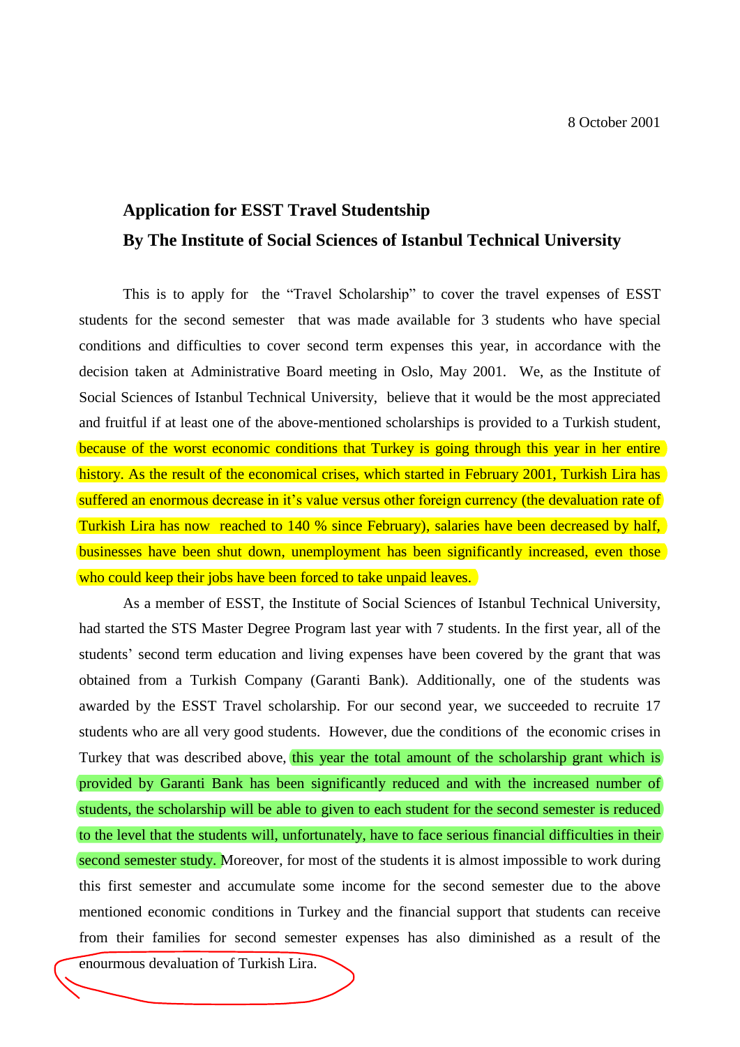8 October 2001

**Application for ESST Travel Studentship**

**By The Institute of Social Sciences of Istanbul Technical University**

This is to apply for the "Travel Scholarship" to cover the travel expenses of ESST students for the second semester that was made available for 3 students who have special conditions and difficulties to cover second term expenses this year, in accordance with the decision taken at Administrative Board meeting in Oslo, May 2001. We, as the Institute of Social Sciences of Istanbul Technical University, believe that it would be the most appreciated and fruitful if at least one of the above-mentioned scholarships is provided to a Turkish student, because of the worst economic conditions that Turkey is going through this year in her entire history. As the result of the economical crises, which started in February 2001, Turkish Lira has suffered an enormous decrease in it's value versus other foreign currency (the devaluation rate of Turkish Lira has now reached to 140 % since February), salaries have been decreased by half, businesses have been shut down, unemployment has been significantly increased, even those who could keep their jobs have been forced to take unpaid leaves.

As a member of ESST, the Institute of Social Sciences of Istanbul Technical University, had started the STS Master Degree Program last year with 7 students. In the first year, all of the students' second term education and living expenses have been covered by the grant that was obtained from a Turkish Company (Garanti Bank). Additionally, one of the students was awarded by the ESST Travel scholarship. For our second year, we succeeded to recruite 17 students who are all very good students. However, due the conditions of the economic crises in Turkey that was described above, this year the total amount of the scholarship grant which is provided by Garanti Bank has been significantly reduced and with the increased number of students, the scholarship will be able to given to each student for the second semester is reduced to the level that the students will, unfortunately, have to face serious financial difficulties in their second semester study. Moreover, for most of the students it is almost impossible to work during this first semester and accumulate some income for the second semester due to the above mentioned economic conditions in Turkey and the financial support that students can receive from their families for second semester expenses has also diminished as a result of the enourmous devaluation of Turkish Lira.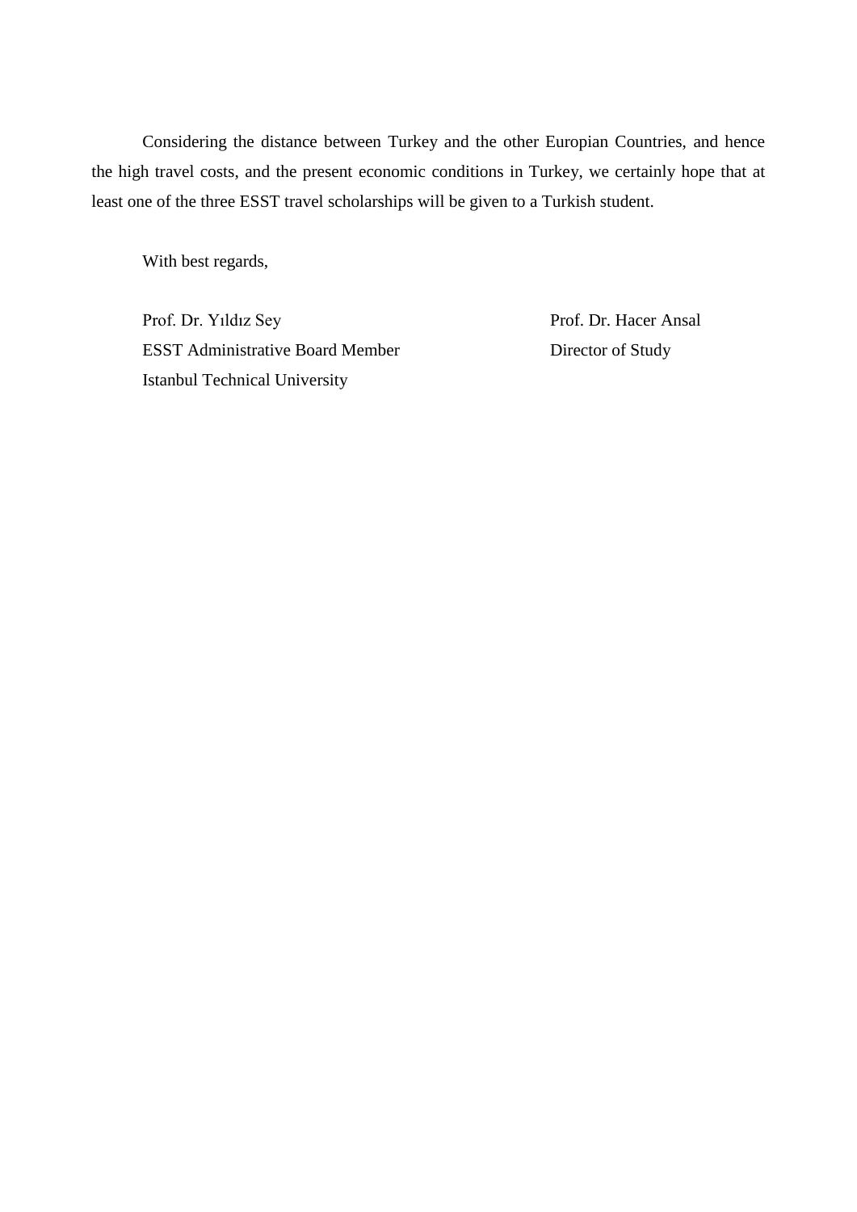Considering the distance between Turkey and the other Europian Countries, and hence the high travel costs, and the present economic conditions in Turkey, we certainly hope that at least one of the three ESST travel scholarships will be given to a Turkish student.

With best regards,

Prof. Dr. Yıldız Sey
ESST Administrative Board Member
Istanbul Technical University

Prof. Dr. Hacer Ansal
Director of Study